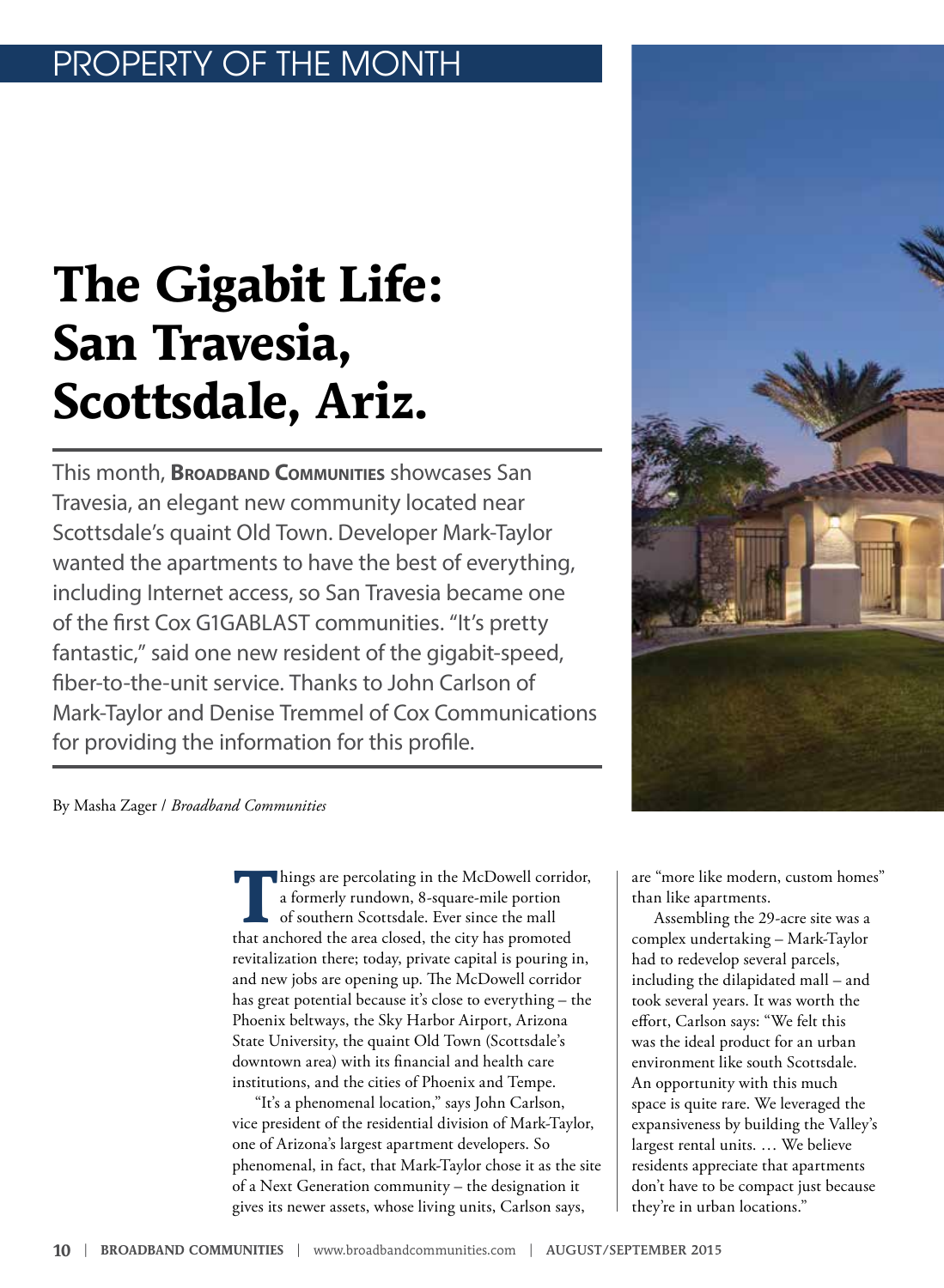PROPERTY OF THE MONTH

# The Gigabit Life: San Travesia, Scottsdale, Ariz.

This month, **Broadband Communities** showcases San Travesia, an elegant new community located near Scottsdale's quaint Old Town. Developer Mark-Taylor wanted the apartments to have the best of everything, including Internet access, so San Travesia became one of the first Cox G1GABLAST communities. "It's pretty fantastic," said one new resident of the gigabit-speed, fiber-to-the-unit service. Thanks to John Carlson of Mark-Taylor and Denise Tremmel of Cox Communications for providing the information for this profile.

By Masha Zager / *Broadband Communities*

Things are percolating in the McDowell corridor, a formerly rundown, 8-square-mile portion of southern Scottsdale. Ever since the mall that anchored the area closed, the city has promoted revitalization there; today, private capital is pouring in, and new jobs are opening up. The McDowell corridor has great potential because it's close to everything – the Phoenix beltways, the Sky Harbor Airport, Arizona State University, the quaint Old Town (Scottsdale's downtown area) with its financial and health care institutions, and the cities of Phoenix and Tempe.

"It's a phenomenal location," says John Carlson, vice president of the residential division of Mark-Taylor, one of Arizona's largest apartment developers. So phenomenal, in fact, that Mark-Taylor chose it as the site of a Next Generation community – the designation it gives its newer assets, whose living units, Carlson says, are "more like modern, custom homes" than like apartments.

Assembling the 29-acre site was a complex undertaking – Mark-Taylor had to redevelop several parcels, including the dilapidated mall – and took several years. It was worth the effort, Carlson says: "We felt this was the ideal product for an urban environment like south Scottsdale. An opportunity with this much space is quite rare. We leveraged the expansiveness by building the Valley's largest rental units. … We believe residents appreciate that apartments don't have to be compact just because they're in urban locations."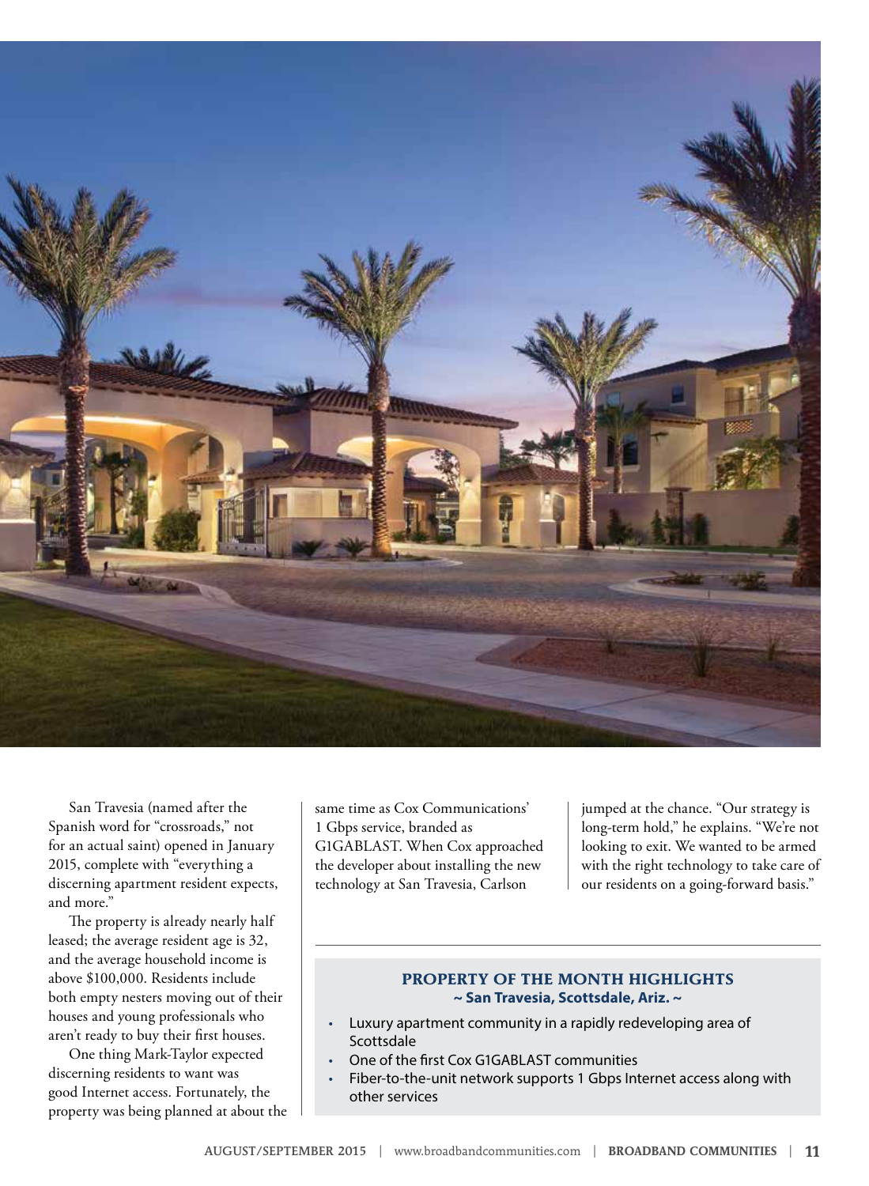San Travesia (named after the Spanish word for "crossroads," not for an actual saint) opened in January 2015, complete with "everything a discerning apartment resident expects, and more."

The property is already nearly half leased; the average resident age is 32, and the average household income is above $100,000. Residents include both empty nesters moving out of their houses and young professionals who aren't ready to buy their first houses.

One thing Mark-Taylor expected discerning residents to want was good Internet access. Fortunately, the property was being planned at about the same time as Cox Communications' 1 Gbps service, branded as G1GABLAST. When Cox approached the developer about installing the new technology at San Travesia, Carlson jumped at the chance. "Our strategy is long-term hold," he explains. "We're not looking to exit. We wanted to be armed with the right technology to take care of our residents on a going-forward basis."

### PROPERTY OF THE MONTH HIGHLIGHTS
**~ San Travesia, Scottsdale, Ariz. ~**

- Luxury apartment community in a rapidly redeveloping area of Scottsdale
- One of the first Cox G1GABLAST communities
- Fiber-to-the-unit network supports 1 Gbps Internet access along with other services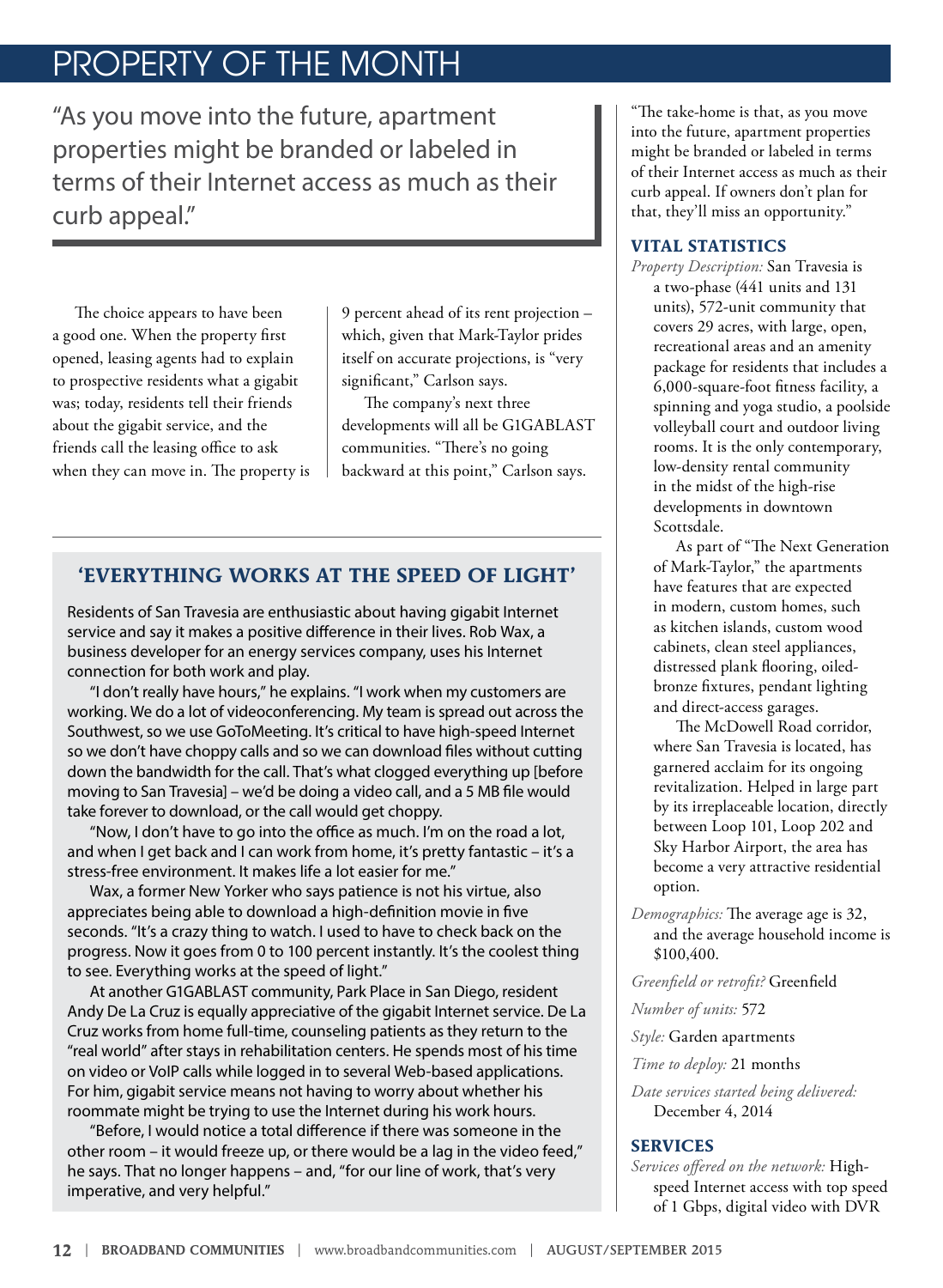## PROPERTY OF THE MONTH

> "As you move into the future, apartment properties might be branded or labeled in terms of their Internet access as much as their curb appeal."

The choice appears to have been a good one. When the property first opened, leasing agents had to explain to prospective residents what a gigabit was; today, residents tell their friends about the gigabit service, and the friends call the leasing office to ask when they can move in. The property is 9 percent ahead of its rent projection – which, given that Mark-Taylor prides itself on accurate projections, is "very significant," Carlson says.

The company's next three developments will all be G1GABLAST communities. "There's no going backward at this point," Carlson says.

### 'EVERYTHING WORKS AT THE SPEED OF LIGHT'

Residents of San Travesia are enthusiastic about having gigabit Internet service and say it makes a positive difference in their lives. Rob Wax, a business developer for an energy services company, uses his Internet connection for both work and play.

"I don't really have hours," he explains. "I work when my customers are working. We do a lot of videoconferencing. My team is spread out across the Southwest, so we use GoToMeeting. It's critical to have high-speed Internet so we don't have choppy calls and so we can download files without cutting down the bandwidth for the call. That's what clogged everything up [before moving to San Travesia] – we'd be doing a video call, and a 5 MB file would take forever to download, or the call would get choppy.

"Now, I don't have to go into the office as much. I'm on the road a lot, and when I get back and I can work from home, it's pretty fantastic – it's a stress-free environment. It makes life a lot easier for me."

Wax, a former New Yorker who says patience is not his virtue, also appreciates being able to download a high-definition movie in five seconds. "It's a crazy thing to watch. I used to have to check back on the progress. Now it goes from 0 to 100 percent instantly. It's the coolest thing to see. Everything works at the speed of light."

At another G1GABLAST community, Park Place in San Diego, resident Andy De La Cruz is equally appreciative of the gigabit Internet service. De La Cruz works from home full-time, counseling patients as they return to the "real world" after stays in rehabilitation centers. He spends most of his time on video or VoIP calls while logged in to several Web-based applications. For him, gigabit service means not having to worry about whether his roommate might be trying to use the Internet during his work hours.

"Before, I would notice a total difference if there was someone in the other room – it would freeze up, or there would be a lag in the video feed," he says. That no longer happens – and, "for our line of work, that's very imperative, and very helpful."

"The take-home is that, as you move into the future, apartment properties might be branded or labeled in terms of their Internet access as much as their curb appeal. If owners don't plan for that, they'll miss an opportunity."

### VITAL STATISTICS

*Property Description:* San Travesia is a two-phase (441 units and 131 units), 572-unit community that covers 29 acres, with large, open, recreational areas and an amenity package for residents that includes a 6,000-square-foot fitness facility, a spinning and yoga studio, a poolside volleyball court and outdoor living rooms. It is the only contemporary, low-density rental community in the midst of the high-rise developments in downtown Scottsdale.

As part of "The Next Generation of Mark-Taylor," the apartments have features that are expected in modern, custom homes, such as kitchen islands, custom wood cabinets, clean steel appliances, distressed plank flooring, oiled-bronze fixtures, pendant lighting and direct-access garages.

The McDowell Road corridor, where San Travesia is located, has garnered acclaim for its ongoing revitalization. Helped in large part by its irreplaceable location, directly between Loop 101, Loop 202 and Sky Harbor Airport, the area has become a very attractive residential option.

*Demographics:* The average age is 32, and the average household income is $100,400.

*Greenfield or retrofit?* Greenfield

*Number of units:* 572

*Style:* Garden apartments

*Time to deploy:* 21 months

*Date services started being delivered:* December 4, 2014

### SERVICES

*Services offered on the network:* High-speed Internet access with top speed of 1 Gbps, digital video with DVR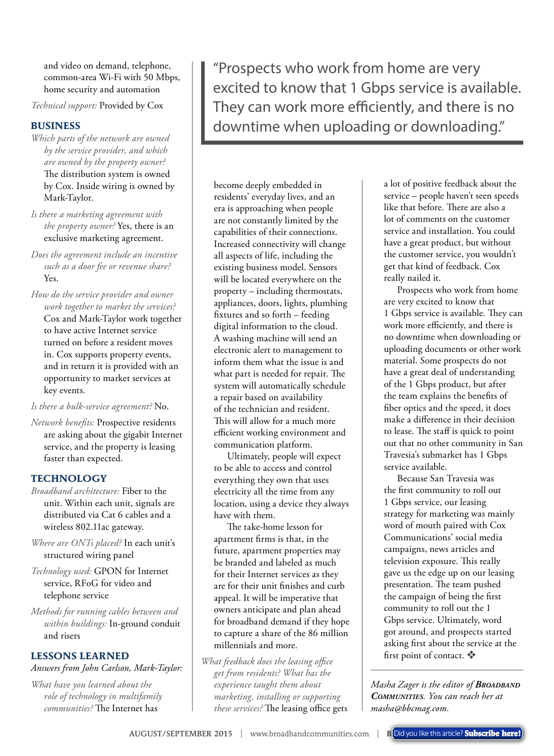and video on demand, telephone, common-area Wi-Fi with 50 Mbps, home security and automation

*Technical support:* Provided by Cox

## BUSINESS

*Which parts of the network are owned by the service provider, and which are owned by the property owner?* The distribution system is owned by Cox. Inside wiring is owned by Mark-Taylor.

*Is there a marketing agreement with the property owner?* Yes, there is an exclusive marketing agreement.

*Does the agreement include an incentive such as a door fee or revenue share?* Yes.

*How do the service provider and owner work together to market the services?* Cox and Mark-Taylor work together to have active Internet service turned on before a resident moves in. Cox supports property events, and in return it is provided with an opportunity to market services at key events.

*Is there a bulk-service agreement?* No.

*Network benefits:* Prospective residents are asking about the gigabit Internet service, and the property is leasing faster than expected.

## TECHNOLOGY

*Broadband architecture:* Fiber to the unit. Within each unit, signals are distributed via Cat 6 cables and a wireless 802.11ac gateway.

*Where are ONTs placed?* In each unit's structured wiring panel

*Technology used:* GPON for Internet service, RFoG for video and telephone service

*Methods for running cables between and within buildings:* In-ground conduit and risers

## LESSONS LEARNED

*Answers from John Carlson, Mark-Taylor:*

*What have you learned about the role of technology in multifamily communities?* The Internet has become deeply embedded in residents' everyday lives, and an era is approaching when people are not constantly limited by the capabilities of their connections. Increased connectivity will change all aspects of life, including the existing business model. Sensors will be located everywhere on the property – including thermostats, appliances, doors, lights, plumbing fixtures and so forth – feeding digital information to the cloud. A washing machine will send an electronic alert to management to inform them what the issue is and what part is needed for repair. The system will automatically schedule a repair based on availability of the technician and resident. This will allow for a much more efficient working environment and communication platform.

Ultimately, people will expect to be able to access and control everything they own that uses electricity all the time from any location, using a device they always have with them.

The take-home lesson for apartment firms is that, in the future, apartment properties may be branded and labeled as much for their Internet services as they are for their unit finishes and curb appeal. It will be imperative that owners anticipate and plan ahead for broadband demand if they hope to capture a share of the 86 million millennials and more.

*What feedback does the leasing office get from residents? What has the experience taught them about marketing, installing or supporting these services?* The leasing office gets a lot of positive feedback about the service – people haven't seen speeds like that before. There are also a lot of comments on the customer service and installation. You could have a great product, but without the customer service, you wouldn't get that kind of feedback. Cox really nailed it.

Prospects who work from home are very excited to know that 1 Gbps service is available. They can work more efficiently, and there is no downtime when downloading or uploading documents or other work material. Some prospects do not have a great deal of understanding of the 1 Gbps product, but after the team explains the benefits of fiber optics and the speed, it does make a difference in their decision to lease. The staff is quick to point out that no other community in San Travesia's submarket has 1 Gbps service available.

Because San Travesia was the first community to roll out 1 Gbps service, our leasing strategy for marketing was mainly word of mouth paired with Cox Communications' social media campaigns, news articles and television exposure. This really gave us the edge up on our leasing presentation. The team pushed the campaign of being the first community to roll out the 1 Gbps service. Ultimately, word got around, and prospects started asking first about the service at the first point of contact. ❖

> "Prospects who work from home are very excited to know that 1 Gbps service is available. They can work more efficiently, and there is no downtime when uploading or downloading."

---

*Masha Zager is the editor of **Broadband Communities**. You can reach her at masha@bbcmag.com.*